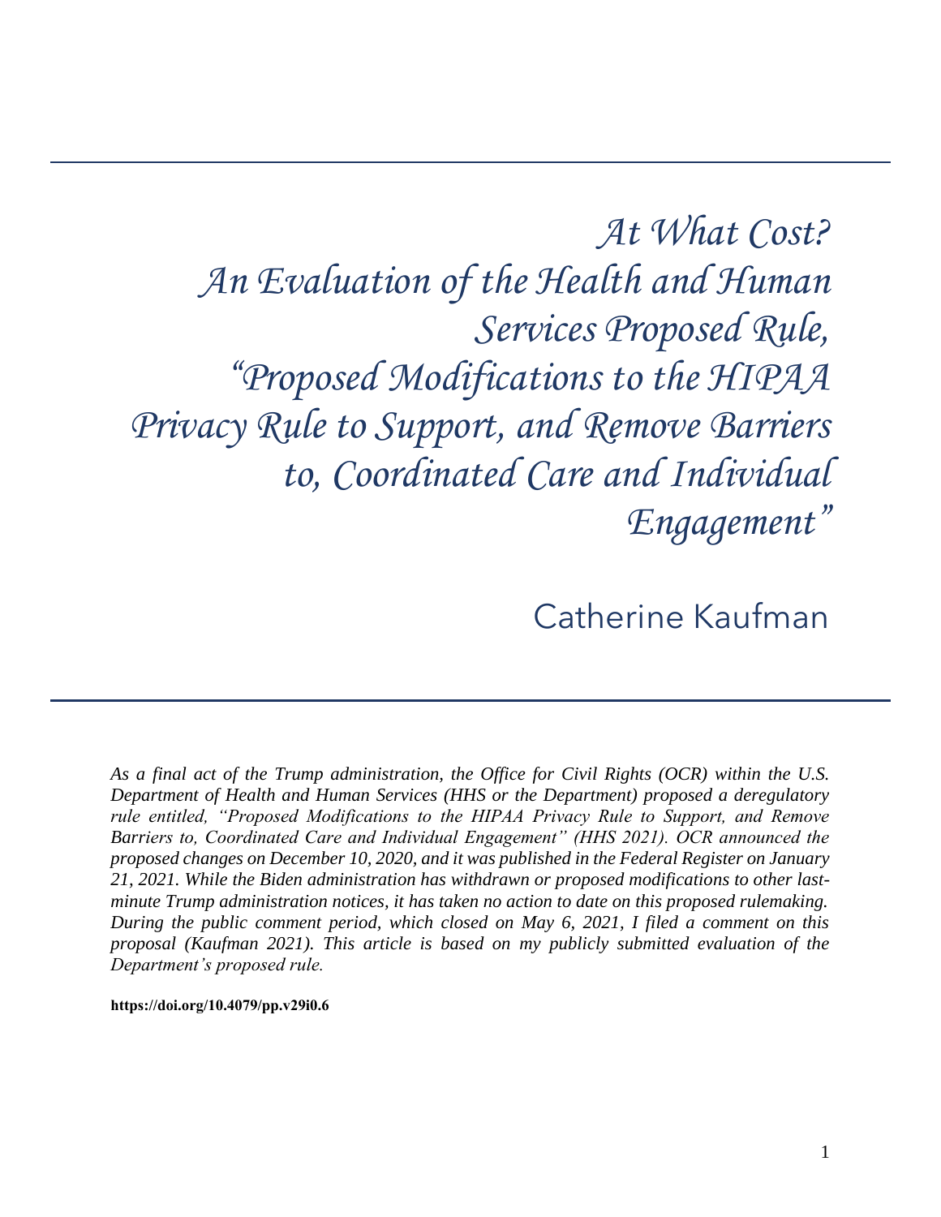# At What Cost? An Evaluation of the Health and Human Services Proposed Rule, "Proposed Modifications to the HIPAA Privacy Rule to Support, and Remove Barriers to, Coordinated Care and Individual Engagement"

Catherine Kaufman

*As a final act of the Trump administration, the Office for Civil Rights (OCR) within the U.S. Department of Health and Human Services (HHS or the Department) proposed a deregulatory rule entitled, "Proposed Modifications to the HIPAA Privacy Rule to Support, and Remove Barriers to, Coordinated Care and Individual Engagement" (HHS 2021). OCR announced the proposed changes on December 10, 2020, and it was published in the Federal Register on January 21, 2021. While the Biden administration has withdrawn or proposed modifications to other last-minute Trump administration notices, it has taken no action to date on this proposed rulemaking. During the public comment period, which closed on May 6, 2021, I filed a comment on this proposal (Kaufman 2021). This article is based on my publicly submitted evaluation of the Department's proposed rule.*

**https://doi.org/10.4079/pp.v29i0.6**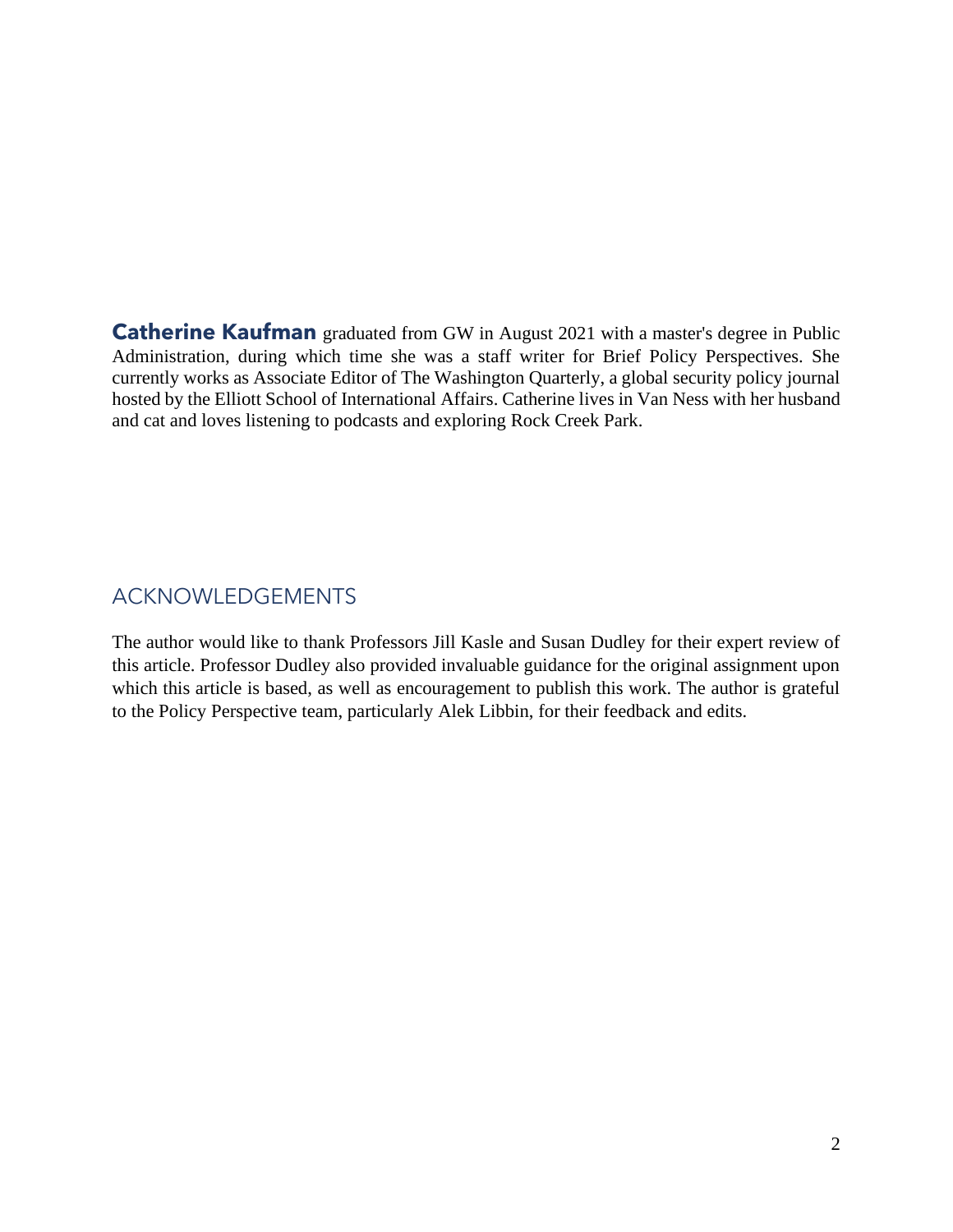**Catherine Kaufman** graduated from GW in August 2021 with a master's degree in Public Administration, during which time she was a staff writer for Brief Policy Perspectives. She currently works as Associate Editor of The Washington Quarterly, a global security policy journal hosted by the Elliott School of International Affairs. Catherine lives in Van Ness with her husband and cat and loves listening to podcasts and exploring Rock Creek Park.

## ACKNOWLEDGEMENTS

The author would like to thank Professors Jill Kasle and Susan Dudley for their expert review of this article. Professor Dudley also provided invaluable guidance for the original assignment upon which this article is based, as well as encouragement to publish this work. The author is grateful to the Policy Perspective team, particularly Alek Libbin, for their feedback and edits.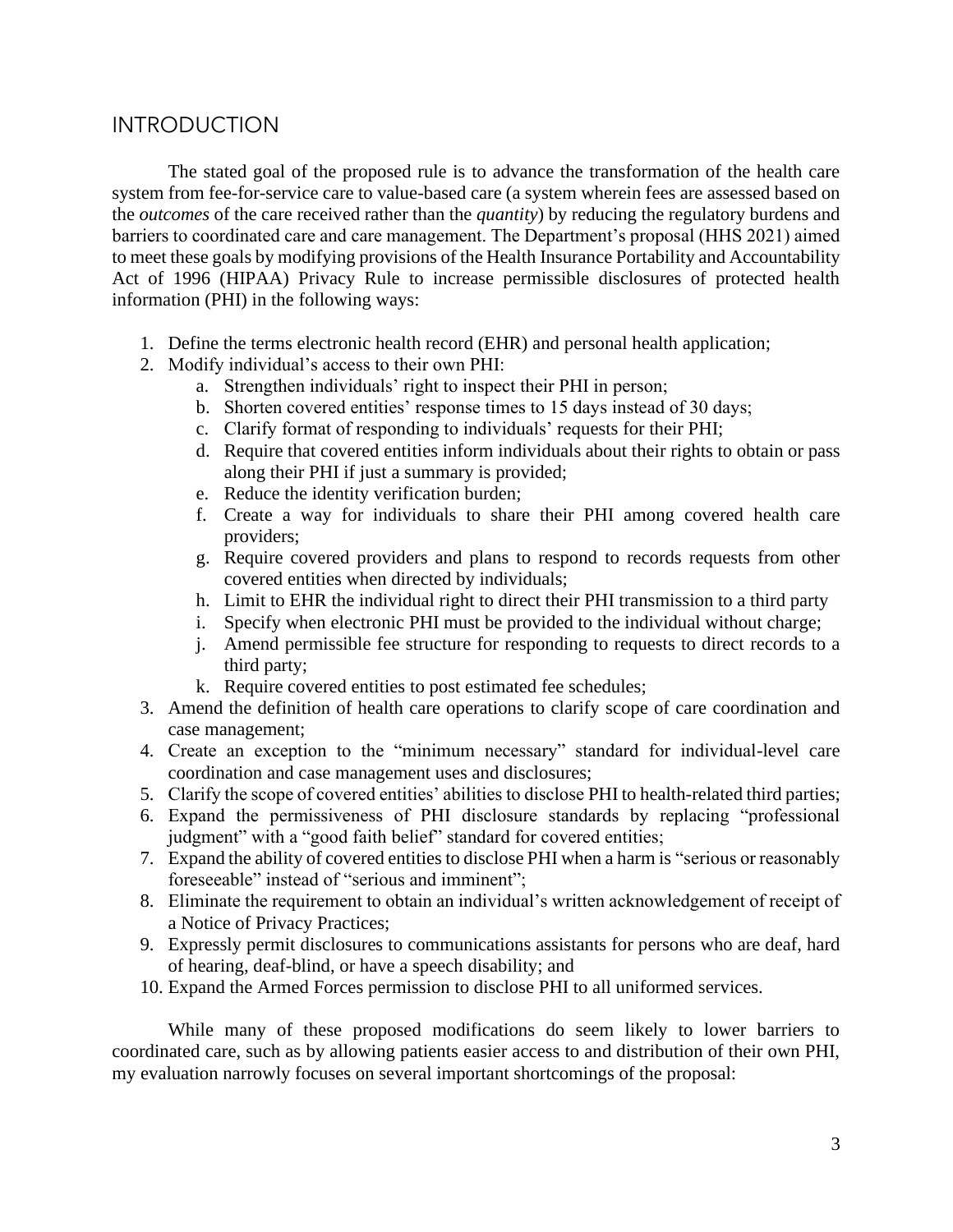## INTRODUCTION

The stated goal of the proposed rule is to advance the transformation of the health care system from fee-for-service care to value-based care (a system wherein fees are assessed based on the *outcomes* of the care received rather than the *quantity*) by reducing the regulatory burdens and barriers to coordinated care and care management. The Department's proposal (HHS 2021) aimed to meet these goals by modifying provisions of the Health Insurance Portability and Accountability Act of 1996 (HIPAA) Privacy Rule to increase permissible disclosures of protected health information (PHI) in the following ways:

1. Define the terms electronic health record (EHR) and personal health application;
2. Modify individual's access to their own PHI:
   a. Strengthen individuals' right to inspect their PHI in person;
   b. Shorten covered entities' response times to 15 days instead of 30 days;
   c. Clarify format of responding to individuals' requests for their PHI;
   d. Require that covered entities inform individuals about their rights to obtain or pass along their PHI if just a summary is provided;
   e. Reduce the identity verification burden;
   f. Create a way for individuals to share their PHI among covered health care providers;
   g. Require covered providers and plans to respond to records requests from other covered entities when directed by individuals;
   h. Limit to EHR the individual right to direct their PHI transmission to a third party
   i. Specify when electronic PHI must be provided to the individual without charge;
   j. Amend permissible fee structure for responding to requests to direct records to a third party;
   k. Require covered entities to post estimated fee schedules;
3. Amend the definition of health care operations to clarify scope of care coordination and case management;
4. Create an exception to the "minimum necessary" standard for individual-level care coordination and case management uses and disclosures;
5. Clarify the scope of covered entities' abilities to disclose PHI to health-related third parties;
6. Expand the permissiveness of PHI disclosure standards by replacing "professional judgment" with a "good faith belief" standard for covered entities;
7. Expand the ability of covered entities to disclose PHI when a harm is "serious or reasonably foreseeable" instead of "serious and imminent";
8. Eliminate the requirement to obtain an individual's written acknowledgement of receipt of a Notice of Privacy Practices;
9. Expressly permit disclosures to communications assistants for persons who are deaf, hard of hearing, deaf-blind, or have a speech disability; and
10. Expand the Armed Forces permission to disclose PHI to all uniformed services.

While many of these proposed modifications do seem likely to lower barriers to coordinated care, such as by allowing patients easier access to and distribution of their own PHI, my evaluation narrowly focuses on several important shortcomings of the proposal: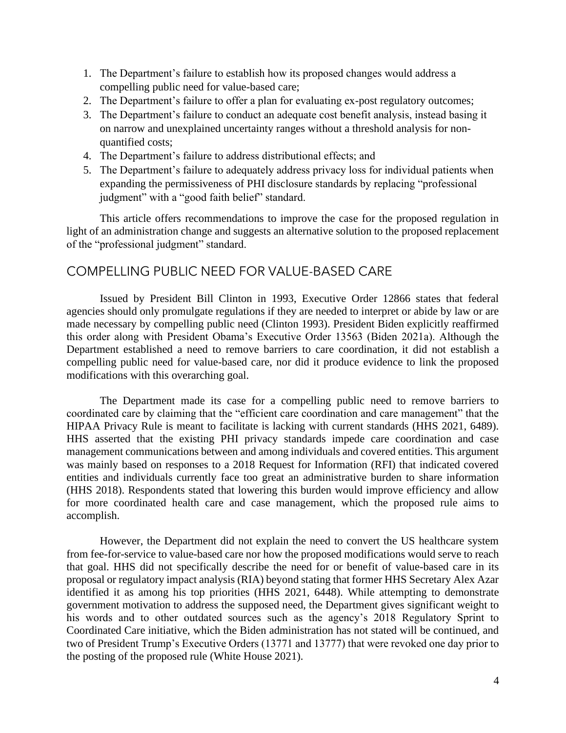1. The Department's failure to establish how its proposed changes would address a compelling public need for value-based care;
2. The Department's failure to offer a plan for evaluating ex-post regulatory outcomes;
3. The Department's failure to conduct an adequate cost benefit analysis, instead basing it on narrow and unexplained uncertainty ranges without a threshold analysis for non-quantified costs;
4. The Department's failure to address distributional effects; and
5. The Department's failure to adequately address privacy loss for individual patients when expanding the permissiveness of PHI disclosure standards by replacing "professional judgment" with a "good faith belief" standard.

This article offers recommendations to improve the case for the proposed regulation in light of an administration change and suggests an alternative solution to the proposed replacement of the "professional judgment" standard.

## COMPELLING PUBLIC NEED FOR VALUE-BASED CARE

Issued by President Bill Clinton in 1993, Executive Order 12866 states that federal agencies should only promulgate regulations if they are needed to interpret or abide by law or are made necessary by compelling public need (Clinton 1993). President Biden explicitly reaffirmed this order along with President Obama's Executive Order 13563 (Biden 2021a). Although the Department established a need to remove barriers to care coordination, it did not establish a compelling public need for value-based care, nor did it produce evidence to link the proposed modifications with this overarching goal.

The Department made its case for a compelling public need to remove barriers to coordinated care by claiming that the "efficient care coordination and care management" that the HIPAA Privacy Rule is meant to facilitate is lacking with current standards (HHS 2021, 6489). HHS asserted that the existing PHI privacy standards impede care coordination and case management communications between and among individuals and covered entities. This argument was mainly based on responses to a 2018 Request for Information (RFI) that indicated covered entities and individuals currently face too great an administrative burden to share information (HHS 2018). Respondents stated that lowering this burden would improve efficiency and allow for more coordinated health care and case management, which the proposed rule aims to accomplish.

However, the Department did not explain the need to convert the US healthcare system from fee-for-service to value-based care nor how the proposed modifications would serve to reach that goal. HHS did not specifically describe the need for or benefit of value-based care in its proposal or regulatory impact analysis (RIA) beyond stating that former HHS Secretary Alex Azar identified it as among his top priorities (HHS 2021, 6448). While attempting to demonstrate government motivation to address the supposed need, the Department gives significant weight to his words and to other outdated sources such as the agency's 2018 Regulatory Sprint to Coordinated Care initiative, which the Biden administration has not stated will be continued, and two of President Trump's Executive Orders (13771 and 13777) that were revoked one day prior to the posting of the proposed rule (White House 2021).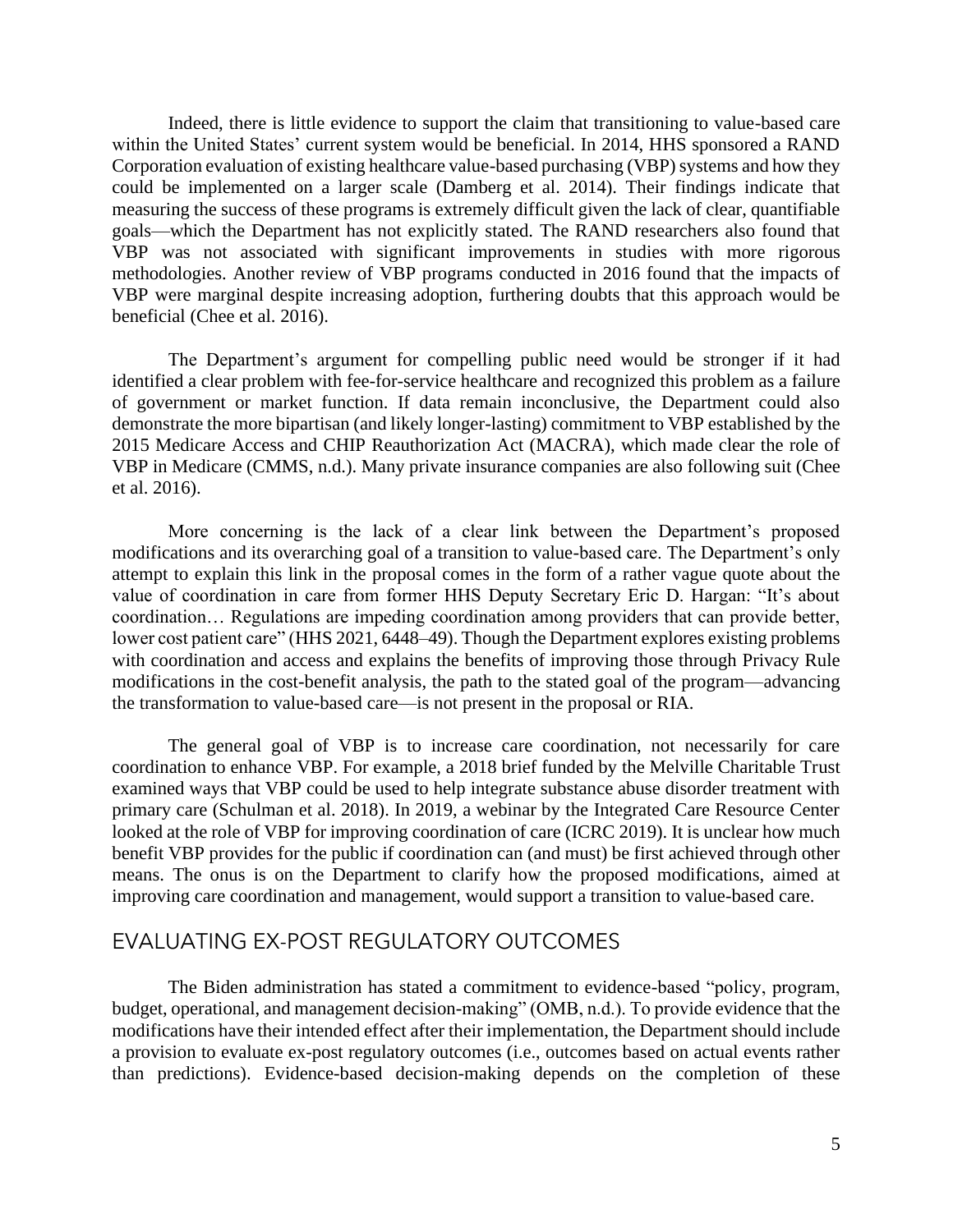Indeed, there is little evidence to support the claim that transitioning to value-based care within the United States' current system would be beneficial. In 2014, HHS sponsored a RAND Corporation evaluation of existing healthcare value-based purchasing (VBP) systems and how they could be implemented on a larger scale (Damberg et al. 2014). Their findings indicate that measuring the success of these programs is extremely difficult given the lack of clear, quantifiable goals—which the Department has not explicitly stated. The RAND researchers also found that VBP was not associated with significant improvements in studies with more rigorous methodologies. Another review of VBP programs conducted in 2016 found that the impacts of VBP were marginal despite increasing adoption, furthering doubts that this approach would be beneficial (Chee et al. 2016).

The Department's argument for compelling public need would be stronger if it had identified a clear problem with fee-for-service healthcare and recognized this problem as a failure of government or market function. If data remain inconclusive, the Department could also demonstrate the more bipartisan (and likely longer-lasting) commitment to VBP established by the 2015 Medicare Access and CHIP Reauthorization Act (MACRA), which made clear the role of VBP in Medicare (CMMS, n.d.). Many private insurance companies are also following suit (Chee et al. 2016).

More concerning is the lack of a clear link between the Department's proposed modifications and its overarching goal of a transition to value-based care. The Department's only attempt to explain this link in the proposal comes in the form of a rather vague quote about the value of coordination in care from former HHS Deputy Secretary Eric D. Hargan: "It's about coordination… Regulations are impeding coordination among providers that can provide better, lower cost patient care" (HHS 2021, 6448–49). Though the Department explores existing problems with coordination and access and explains the benefits of improving those through Privacy Rule modifications in the cost-benefit analysis, the path to the stated goal of the program—advancing the transformation to value-based care—is not present in the proposal or RIA.

The general goal of VBP is to increase care coordination, not necessarily for care coordination to enhance VBP. For example, a 2018 brief funded by the Melville Charitable Trust examined ways that VBP could be used to help integrate substance abuse disorder treatment with primary care (Schulman et al. 2018). In 2019, a webinar by the Integrated Care Resource Center looked at the role of VBP for improving coordination of care (ICRC 2019). It is unclear how much benefit VBP provides for the public if coordination can (and must) be first achieved through other means. The onus is on the Department to clarify how the proposed modifications, aimed at improving care coordination and management, would support a transition to value-based care.

## EVALUATING EX-POST REGULATORY OUTCOMES

The Biden administration has stated a commitment to evidence-based "policy, program, budget, operational, and management decision-making" (OMB, n.d.). To provide evidence that the modifications have their intended effect after their implementation, the Department should include a provision to evaluate ex-post regulatory outcomes (i.e., outcomes based on actual events rather than predictions). Evidence-based decision-making depends on the completion of these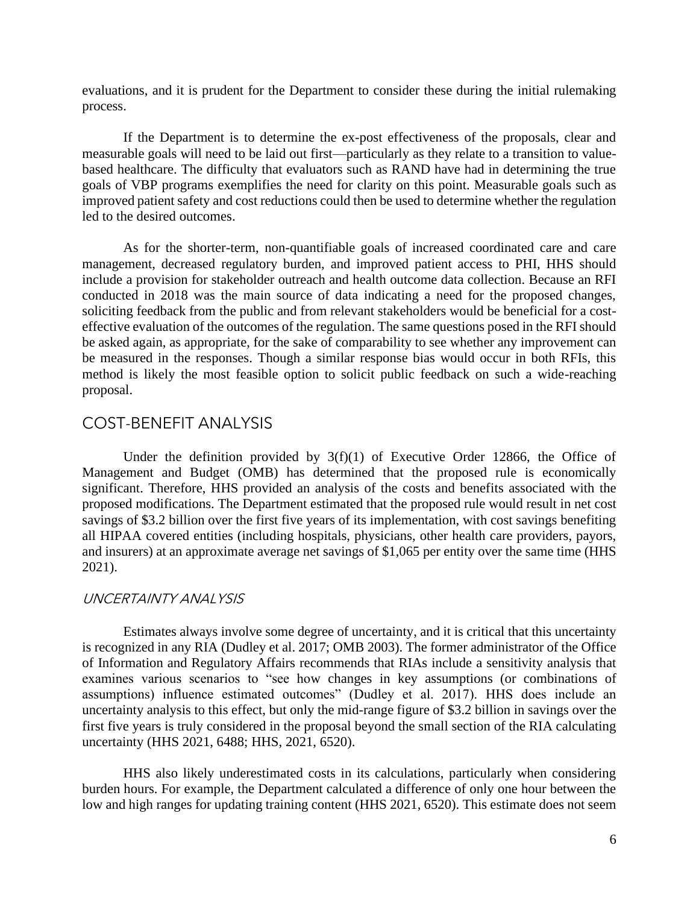evaluations, and it is prudent for the Department to consider these during the initial rulemaking process.

If the Department is to determine the ex-post effectiveness of the proposals, clear and measurable goals will need to be laid out first—particularly as they relate to a transition to value-based healthcare. The difficulty that evaluators such as RAND have had in determining the true goals of VBP programs exemplifies the need for clarity on this point. Measurable goals such as improved patient safety and cost reductions could then be used to determine whether the regulation led to the desired outcomes.

As for the shorter-term, non-quantifiable goals of increased coordinated care and care management, decreased regulatory burden, and improved patient access to PHI, HHS should include a provision for stakeholder outreach and health outcome data collection. Because an RFI conducted in 2018 was the main source of data indicating a need for the proposed changes, soliciting feedback from the public and from relevant stakeholders would be beneficial for a cost-effective evaluation of the outcomes of the regulation. The same questions posed in the RFI should be asked again, as appropriate, for the sake of comparability to see whether any improvement can be measured in the responses. Though a similar response bias would occur in both RFIs, this method is likely the most feasible option to solicit public feedback on such a wide-reaching proposal.

## COST-BENEFIT ANALYSIS

Under the definition provided by 3(f)(1) of Executive Order 12866, the Office of Management and Budget (OMB) has determined that the proposed rule is economically significant. Therefore, HHS provided an analysis of the costs and benefits associated with the proposed modifications. The Department estimated that the proposed rule would result in net cost savings of $3.2 billion over the first five years of its implementation, with cost savings benefiting all HIPAA covered entities (including hospitals, physicians, other health care providers, payors, and insurers) at an approximate average net savings of $1,065 per entity over the same time (HHS 2021).

### *UNCERTAINTY ANALYSIS*

Estimates always involve some degree of uncertainty, and it is critical that this uncertainty is recognized in any RIA (Dudley et al. 2017; OMB 2003). The former administrator of the Office of Information and Regulatory Affairs recommends that RIAs include a sensitivity analysis that examines various scenarios to "see how changes in key assumptions (or combinations of assumptions) influence estimated outcomes" (Dudley et al. 2017). HHS does include an uncertainty analysis to this effect, but only the mid-range figure of $3.2 billion in savings over the first five years is truly considered in the proposal beyond the small section of the RIA calculating uncertainty (HHS 2021, 6488; HHS, 2021, 6520).

HHS also likely underestimated costs in its calculations, particularly when considering burden hours. For example, the Department calculated a difference of only one hour between the low and high ranges for updating training content (HHS 2021, 6520). This estimate does not seem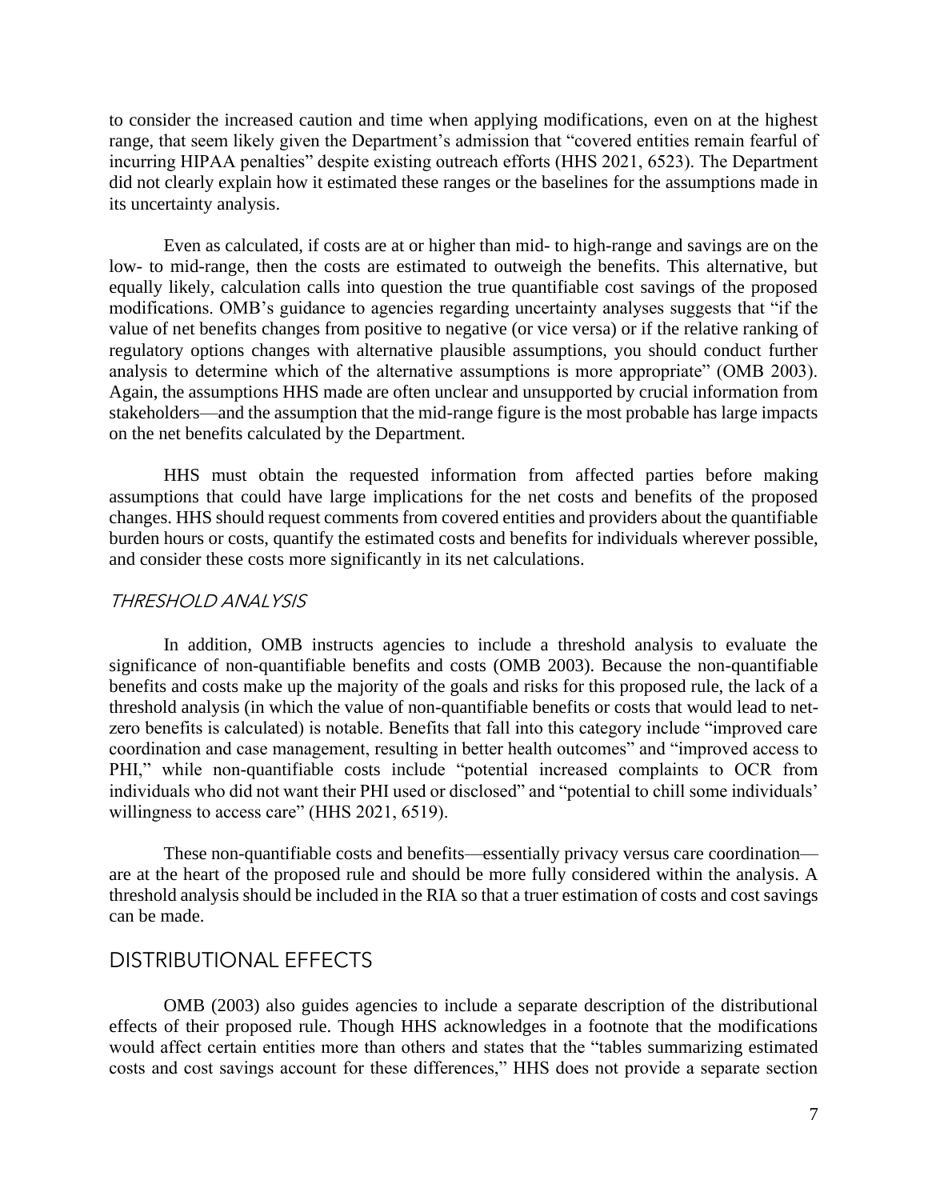to consider the increased caution and time when applying modifications, even on at the highest range, that seem likely given the Department's admission that "covered entities remain fearful of incurring HIPAA penalties" despite existing outreach efforts (HHS 2021, 6523). The Department did not clearly explain how it estimated these ranges or the baselines for the assumptions made in its uncertainty analysis.

Even as calculated, if costs are at or higher than mid- to high-range and savings are on the low- to mid-range, then the costs are estimated to outweigh the benefits. This alternative, but equally likely, calculation calls into question the true quantifiable cost savings of the proposed modifications. OMB's guidance to agencies regarding uncertainty analyses suggests that "if the value of net benefits changes from positive to negative (or vice versa) or if the relative ranking of regulatory options changes with alternative plausible assumptions, you should conduct further analysis to determine which of the alternative assumptions is more appropriate" (OMB 2003). Again, the assumptions HHS made are often unclear and unsupported by crucial information from stakeholders—and the assumption that the mid-range figure is the most probable has large impacts on the net benefits calculated by the Department.

HHS must obtain the requested information from affected parties before making assumptions that could have large implications for the net costs and benefits of the proposed changes. HHS should request comments from covered entities and providers about the quantifiable burden hours or costs, quantify the estimated costs and benefits for individuals wherever possible, and consider these costs more significantly in its net calculations.

### *THRESHOLD ANALYSIS*

In addition, OMB instructs agencies to include a threshold analysis to evaluate the significance of non-quantifiable benefits and costs (OMB 2003). Because the non-quantifiable benefits and costs make up the majority of the goals and risks for this proposed rule, the lack of a threshold analysis (in which the value of non-quantifiable benefits or costs that would lead to net-zero benefits is calculated) is notable. Benefits that fall into this category include "improved care coordination and case management, resulting in better health outcomes" and "improved access to PHI," while non-quantifiable costs include "potential increased complaints to OCR from individuals who did not want their PHI used or disclosed" and "potential to chill some individuals' willingness to access care" (HHS 2021, 6519).

These non-quantifiable costs and benefits—essentially privacy versus care coordination—are at the heart of the proposed rule and should be more fully considered within the analysis. A threshold analysis should be included in the RIA so that a truer estimation of costs and cost savings can be made.

## DISTRIBUTIONAL EFFECTS

OMB (2003) also guides agencies to include a separate description of the distributional effects of their proposed rule. Though HHS acknowledges in a footnote that the modifications would affect certain entities more than others and states that the "tables summarizing estimated costs and cost savings account for these differences," HHS does not provide a separate section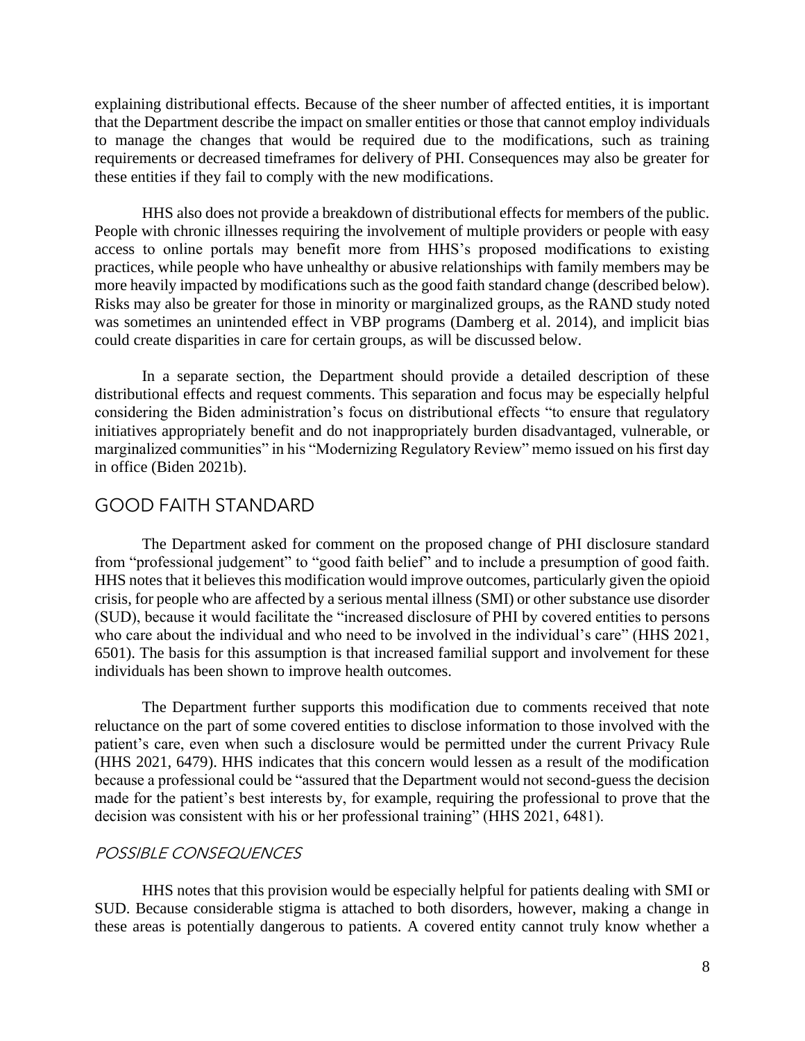explaining distributional effects. Because of the sheer number of affected entities, it is important that the Department describe the impact on smaller entities or those that cannot employ individuals to manage the changes that would be required due to the modifications, such as training requirements or decreased timeframes for delivery of PHI. Consequences may also be greater for these entities if they fail to comply with the new modifications.

HHS also does not provide a breakdown of distributional effects for members of the public. People with chronic illnesses requiring the involvement of multiple providers or people with easy access to online portals may benefit more from HHS's proposed modifications to existing practices, while people who have unhealthy or abusive relationships with family members may be more heavily impacted by modifications such as the good faith standard change (described below). Risks may also be greater for those in minority or marginalized groups, as the RAND study noted was sometimes an unintended effect in VBP programs (Damberg et al. 2014), and implicit bias could create disparities in care for certain groups, as will be discussed below.

In a separate section, the Department should provide a detailed description of these distributional effects and request comments. This separation and focus may be especially helpful considering the Biden administration's focus on distributional effects "to ensure that regulatory initiatives appropriately benefit and do not inappropriately burden disadvantaged, vulnerable, or marginalized communities" in his "Modernizing Regulatory Review" memo issued on his first day in office (Biden 2021b).

## GOOD FAITH STANDARD

The Department asked for comment on the proposed change of PHI disclosure standard from "professional judgement" to "good faith belief" and to include a presumption of good faith. HHS notes that it believes this modification would improve outcomes, particularly given the opioid crisis, for people who are affected by a serious mental illness (SMI) or other substance use disorder (SUD), because it would facilitate the "increased disclosure of PHI by covered entities to persons who care about the individual and who need to be involved in the individual's care" (HHS 2021, 6501). The basis for this assumption is that increased familial support and involvement for these individuals has been shown to improve health outcomes.

The Department further supports this modification due to comments received that note reluctance on the part of some covered entities to disclose information to those involved with the patient's care, even when such a disclosure would be permitted under the current Privacy Rule (HHS 2021, 6479). HHS indicates that this concern would lessen as a result of the modification because a professional could be "assured that the Department would not second-guess the decision made for the patient's best interests by, for example, requiring the professional to prove that the decision was consistent with his or her professional training" (HHS 2021, 6481).

### *POSSIBLE CONSEQUENCES*

HHS notes that this provision would be especially helpful for patients dealing with SMI or SUD. Because considerable stigma is attached to both disorders, however, making a change in these areas is potentially dangerous to patients. A covered entity cannot truly know whether a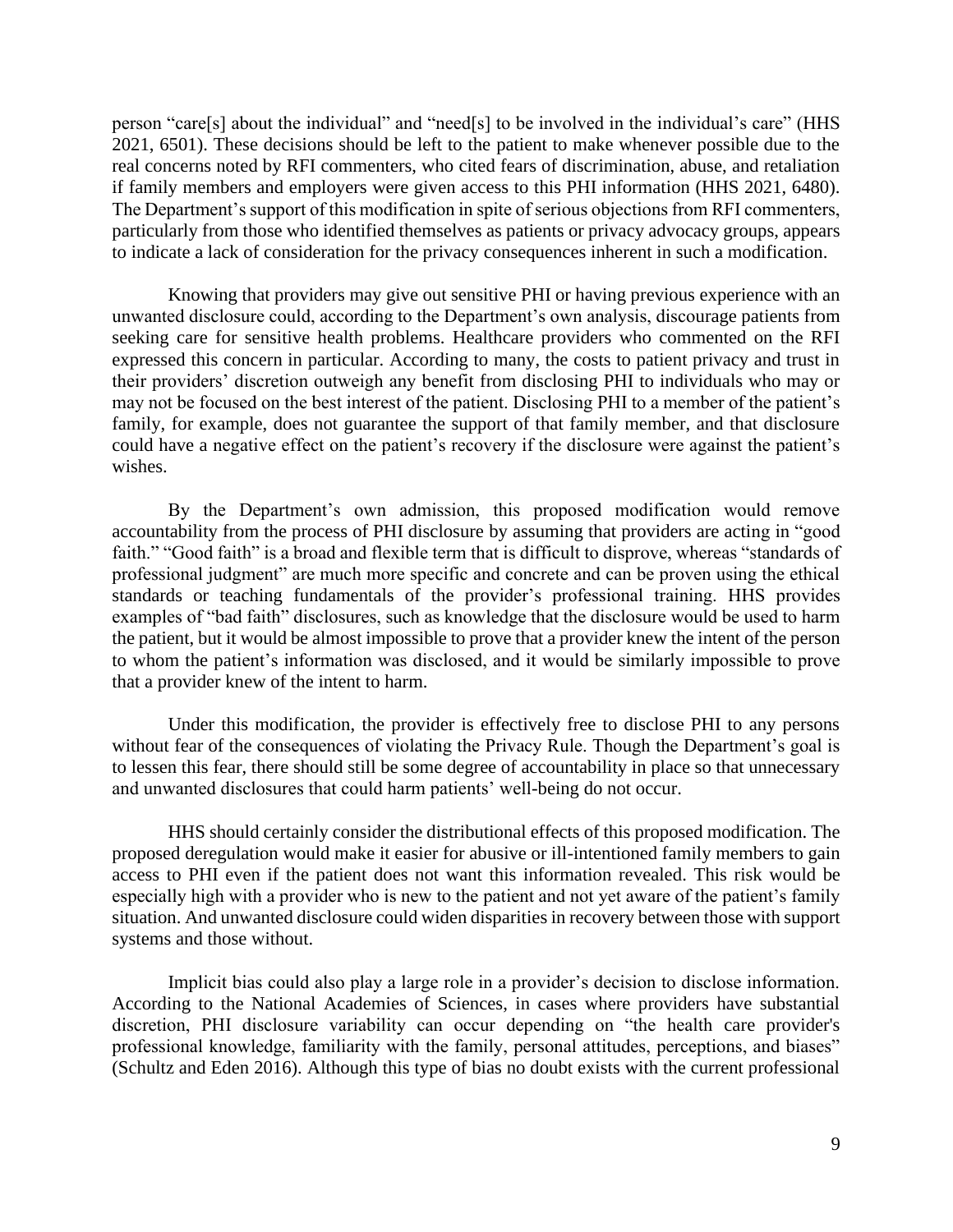person "care[s] about the individual" and "need[s] to be involved in the individual's care" (HHS 2021, 6501). These decisions should be left to the patient to make whenever possible due to the real concerns noted by RFI commenters, who cited fears of discrimination, abuse, and retaliation if family members and employers were given access to this PHI information (HHS 2021, 6480). The Department's support of this modification in spite of serious objections from RFI commenters, particularly from those who identified themselves as patients or privacy advocacy groups, appears to indicate a lack of consideration for the privacy consequences inherent in such a modification.

Knowing that providers may give out sensitive PHI or having previous experience with an unwanted disclosure could, according to the Department's own analysis, discourage patients from seeking care for sensitive health problems. Healthcare providers who commented on the RFI expressed this concern in particular. According to many, the costs to patient privacy and trust in their providers' discretion outweigh any benefit from disclosing PHI to individuals who may or may not be focused on the best interest of the patient. Disclosing PHI to a member of the patient's family, for example, does not guarantee the support of that family member, and that disclosure could have a negative effect on the patient's recovery if the disclosure were against the patient's wishes.

By the Department's own admission, this proposed modification would remove accountability from the process of PHI disclosure by assuming that providers are acting in "good faith." "Good faith" is a broad and flexible term that is difficult to disprove, whereas "standards of professional judgment" are much more specific and concrete and can be proven using the ethical standards or teaching fundamentals of the provider's professional training. HHS provides examples of "bad faith" disclosures, such as knowledge that the disclosure would be used to harm the patient, but it would be almost impossible to prove that a provider knew the intent of the person to whom the patient's information was disclosed, and it would be similarly impossible to prove that a provider knew of the intent to harm.

Under this modification, the provider is effectively free to disclose PHI to any persons without fear of the consequences of violating the Privacy Rule. Though the Department's goal is to lessen this fear, there should still be some degree of accountability in place so that unnecessary and unwanted disclosures that could harm patients' well-being do not occur.

HHS should certainly consider the distributional effects of this proposed modification. The proposed deregulation would make it easier for abusive or ill-intentioned family members to gain access to PHI even if the patient does not want this information revealed. This risk would be especially high with a provider who is new to the patient and not yet aware of the patient's family situation. And unwanted disclosure could widen disparities in recovery between those with support systems and those without.

Implicit bias could also play a large role in a provider's decision to disclose information. According to the National Academies of Sciences, in cases where providers have substantial discretion, PHI disclosure variability can occur depending on "the health care provider's professional knowledge, familiarity with the family, personal attitudes, perceptions, and biases" (Schultz and Eden 2016). Although this type of bias no doubt exists with the current professional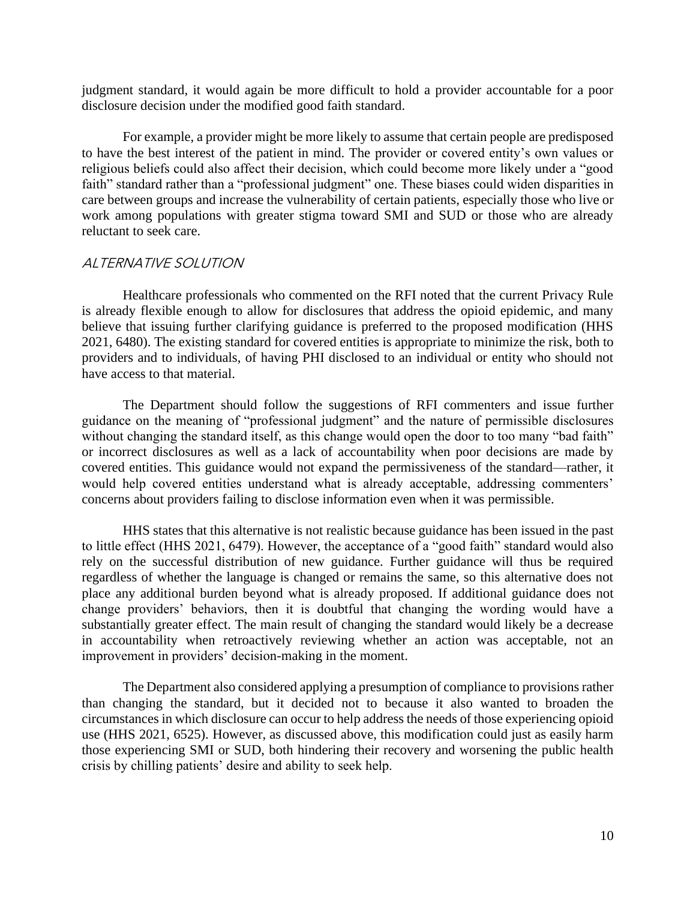judgment standard, it would again be more difficult to hold a provider accountable for a poor disclosure decision under the modified good faith standard.

For example, a provider might be more likely to assume that certain people are predisposed to have the best interest of the patient in mind. The provider or covered entity's own values or religious beliefs could also affect their decision, which could become more likely under a "good faith" standard rather than a "professional judgment" one. These biases could widen disparities in care between groups and increase the vulnerability of certain patients, especially those who live or work among populations with greater stigma toward SMI and SUD or those who are already reluctant to seek care.

### *ALTERNATIVE SOLUTION*

Healthcare professionals who commented on the RFI noted that the current Privacy Rule is already flexible enough to allow for disclosures that address the opioid epidemic, and many believe that issuing further clarifying guidance is preferred to the proposed modification (HHS 2021, 6480). The existing standard for covered entities is appropriate to minimize the risk, both to providers and to individuals, of having PHI disclosed to an individual or entity who should not have access to that material.

The Department should follow the suggestions of RFI commenters and issue further guidance on the meaning of "professional judgment" and the nature of permissible disclosures without changing the standard itself, as this change would open the door to too many "bad faith" or incorrect disclosures as well as a lack of accountability when poor decisions are made by covered entities. This guidance would not expand the permissiveness of the standard—rather, it would help covered entities understand what is already acceptable, addressing commenters' concerns about providers failing to disclose information even when it was permissible.

HHS states that this alternative is not realistic because guidance has been issued in the past to little effect (HHS 2021, 6479). However, the acceptance of a "good faith" standard would also rely on the successful distribution of new guidance. Further guidance will thus be required regardless of whether the language is changed or remains the same, so this alternative does not place any additional burden beyond what is already proposed. If additional guidance does not change providers' behaviors, then it is doubtful that changing the wording would have a substantially greater effect. The main result of changing the standard would likely be a decrease in accountability when retroactively reviewing whether an action was acceptable, not an improvement in providers' decision-making in the moment.

The Department also considered applying a presumption of compliance to provisions rather than changing the standard, but it decided not to because it also wanted to broaden the circumstances in which disclosure can occur to help address the needs of those experiencing opioid use (HHS 2021, 6525). However, as discussed above, this modification could just as easily harm those experiencing SMI or SUD, both hindering their recovery and worsening the public health crisis by chilling patients' desire and ability to seek help.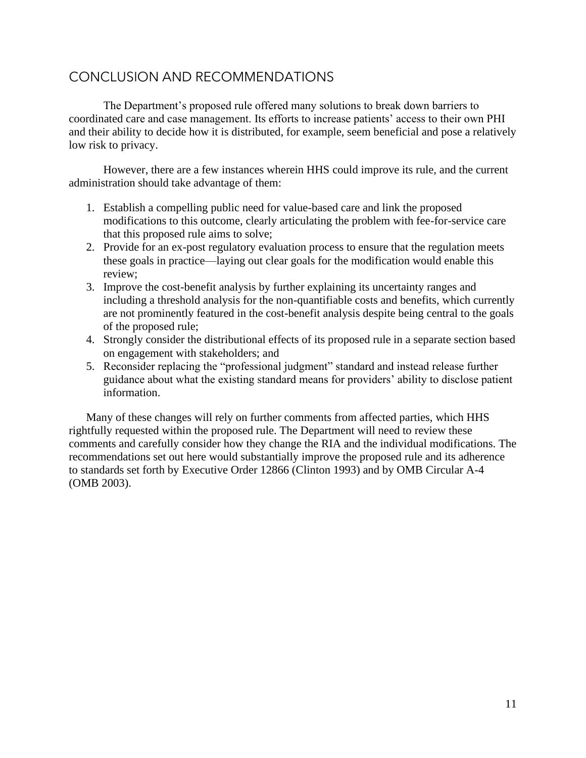## CONCLUSION AND RECOMMENDATIONS

The Department's proposed rule offered many solutions to break down barriers to coordinated care and case management. Its efforts to increase patients' access to their own PHI and their ability to decide how it is distributed, for example, seem beneficial and pose a relatively low risk to privacy.

However, there are a few instances wherein HHS could improve its rule, and the current administration should take advantage of them:

1. Establish a compelling public need for value-based care and link the proposed modifications to this outcome, clearly articulating the problem with fee-for-service care that this proposed rule aims to solve;
2. Provide for an ex-post regulatory evaluation process to ensure that the regulation meets these goals in practice—laying out clear goals for the modification would enable this review;
3. Improve the cost-benefit analysis by further explaining its uncertainty ranges and including a threshold analysis for the non-quantifiable costs and benefits, which currently are not prominently featured in the cost-benefit analysis despite being central to the goals of the proposed rule;
4. Strongly consider the distributional effects of its proposed rule in a separate section based on engagement with stakeholders; and
5. Reconsider replacing the "professional judgment" standard and instead release further guidance about what the existing standard means for providers' ability to disclose patient information.

Many of these changes will rely on further comments from affected parties, which HHS rightfully requested within the proposed rule. The Department will need to review these comments and carefully consider how they change the RIA and the individual modifications. The recommendations set out here would substantially improve the proposed rule and its adherence to standards set forth by Executive Order 12866 (Clinton 1993) and by OMB Circular A-4 (OMB 2003).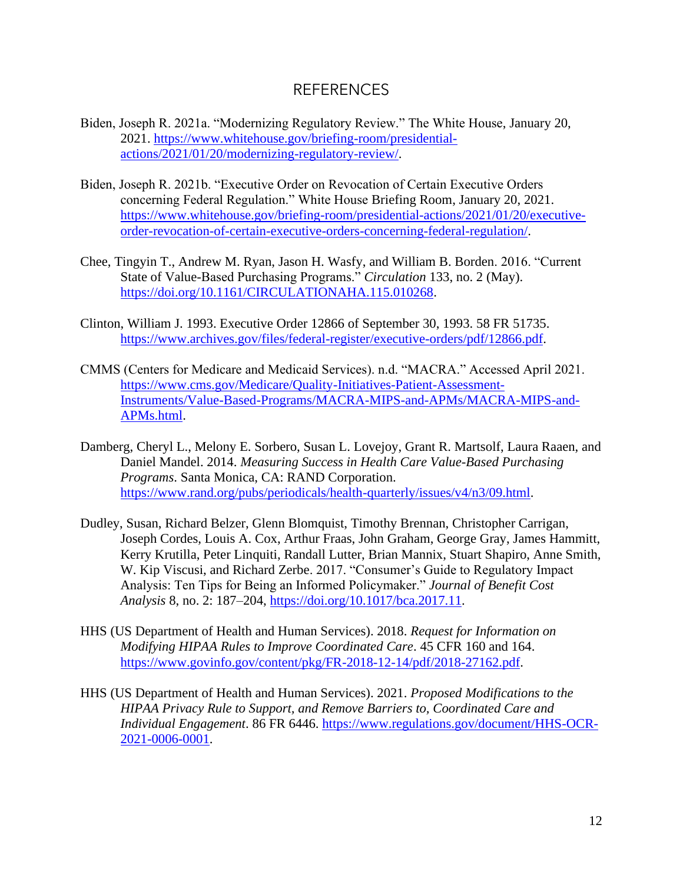# REFERENCES

Biden, Joseph R. 2021a. "Modernizing Regulatory Review." The White House, January 20, 2021. https://www.whitehouse.gov/briefing-room/presidential-actions/2021/01/20/modernizing-regulatory-review/.

Biden, Joseph R. 2021b. "Executive Order on Revocation of Certain Executive Orders concerning Federal Regulation." White House Briefing Room, January 20, 2021. https://www.whitehouse.gov/briefing-room/presidential-actions/2021/01/20/executive-order-revocation-of-certain-executive-orders-concerning-federal-regulation/.

Chee, Tingyin T., Andrew M. Ryan, Jason H. Wasfy, and William B. Borden. 2016. "Current State of Value-Based Purchasing Programs." *Circulation* 133, no. 2 (May). https://doi.org/10.1161/CIRCULATIONAHA.115.010268.

Clinton, William J. 1993. Executive Order 12866 of September 30, 1993. 58 FR 51735. https://www.archives.gov/files/federal-register/executive-orders/pdf/12866.pdf.

CMMS (Centers for Medicare and Medicaid Services). n.d. "MACRA." Accessed April 2021. https://www.cms.gov/Medicare/Quality-Initiatives-Patient-Assessment-Instruments/Value-Based-Programs/MACRA-MIPS-and-APMs/MACRA-MIPS-and-APMs.html.

Damberg, Cheryl L., Melony E. Sorbero, Susan L. Lovejoy, Grant R. Martsolf, Laura Raaen, and Daniel Mandel. 2014. *Measuring Success in Health Care Value-Based Purchasing Programs*. Santa Monica, CA: RAND Corporation. https://www.rand.org/pubs/periodicals/health-quarterly/issues/v4/n3/09.html.

Dudley, Susan, Richard Belzer, Glenn Blomquist, Timothy Brennan, Christopher Carrigan, Joseph Cordes, Louis A. Cox, Arthur Fraas, John Graham, George Gray, James Hammitt, Kerry Krutilla, Peter Linquiti, Randall Lutter, Brian Mannix, Stuart Shapiro, Anne Smith, W. Kip Viscusi, and Richard Zerbe. 2017. "Consumer's Guide to Regulatory Impact Analysis: Ten Tips for Being an Informed Policymaker." *Journal of Benefit Cost Analysis* 8, no. 2: 187–204, https://doi.org/10.1017/bca.2017.11.

HHS (US Department of Health and Human Services). 2018. *Request for Information on Modifying HIPAA Rules to Improve Coordinated Care*. 45 CFR 160 and 164. https://www.govinfo.gov/content/pkg/FR-2018-12-14/pdf/2018-27162.pdf.

HHS (US Department of Health and Human Services). 2021. *Proposed Modifications to the HIPAA Privacy Rule to Support, and Remove Barriers to, Coordinated Care and Individual Engagement*. 86 FR 6446. https://www.regulations.gov/document/HHS-OCR-2021-0006-0001.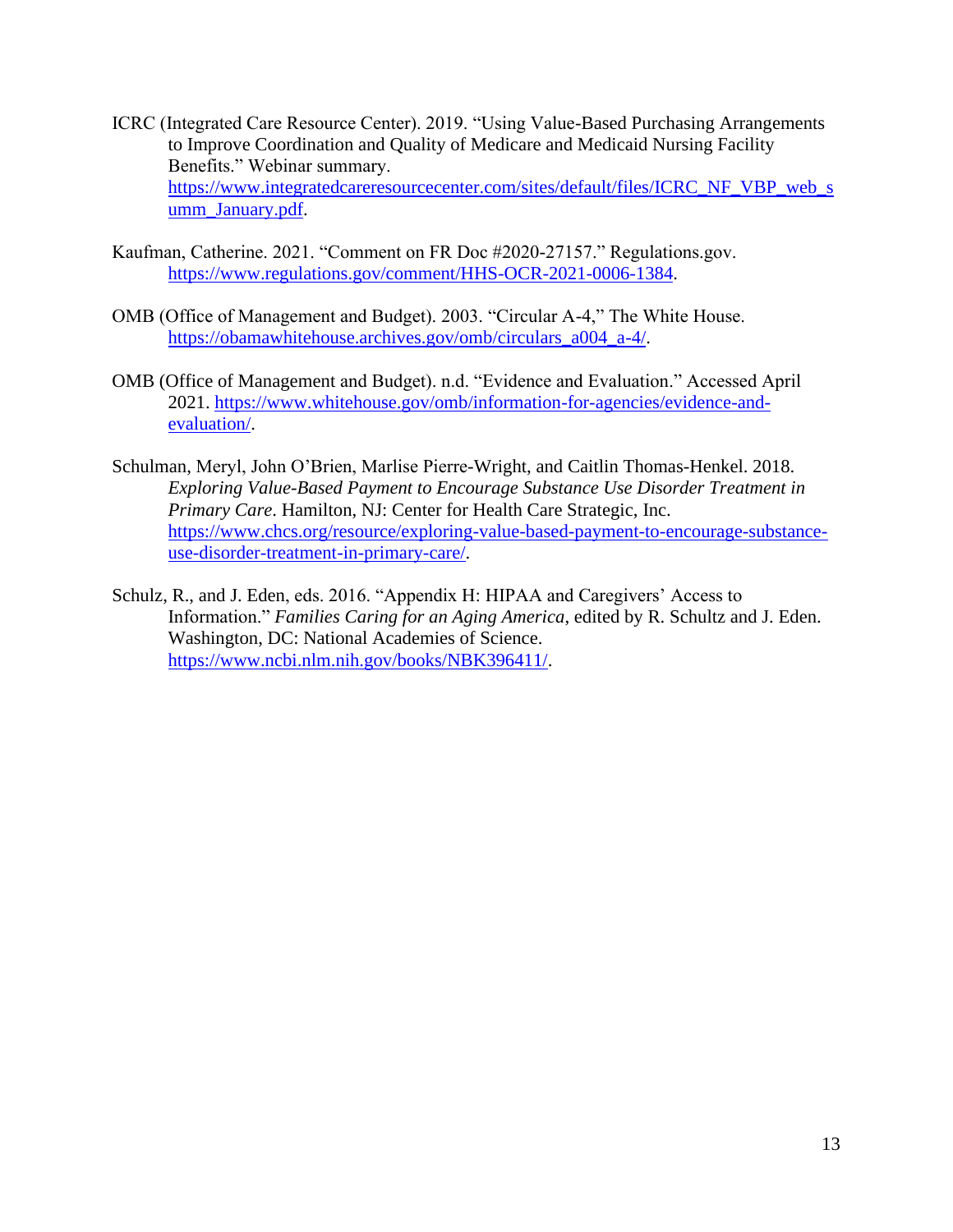ICRC (Integrated Care Resource Center). 2019. "Using Value-Based Purchasing Arrangements to Improve Coordination and Quality of Medicare and Medicaid Nursing Facility Benefits." Webinar summary. https://www.integratedcareresourcecenter.com/sites/default/files/ICRC_NF_VBP_web_summ_January.pdf.

Kaufman, Catherine. 2021. "Comment on FR Doc #2020-27157." Regulations.gov. https://www.regulations.gov/comment/HHS-OCR-2021-0006-1384.

OMB (Office of Management and Budget). 2003. "Circular A-4," The White House. https://obamawhitehouse.archives.gov/omb/circulars_a004_a-4/.

OMB (Office of Management and Budget). n.d. "Evidence and Evaluation." Accessed April 2021. https://www.whitehouse.gov/omb/information-for-agencies/evidence-and-evaluation/.

Schulman, Meryl, John O'Brien, Marlise Pierre-Wright, and Caitlin Thomas-Henkel. 2018. *Exploring Value-Based Payment to Encourage Substance Use Disorder Treatment in Primary Care*. Hamilton, NJ: Center for Health Care Strategic, Inc. https://www.chcs.org/resource/exploring-value-based-payment-to-encourage-substance-use-disorder-treatment-in-primary-care/.

Schulz, R., and J. Eden, eds. 2016. "Appendix H: HIPAA and Caregivers' Access to Information." *Families Caring for an Aging America*, edited by R. Schultz and J. Eden. Washington, DC: National Academies of Science. https://www.ncbi.nlm.nih.gov/books/NBK396411/.